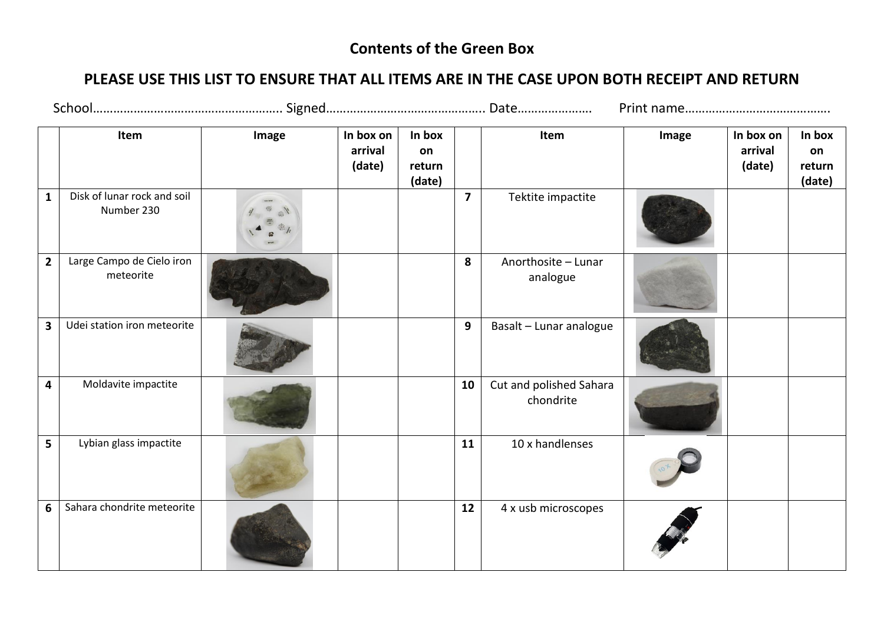# Contents of the Green Box

## PLEASE USE THIS LIST TO ENSURE THAT ALL ITEMS ARE IN THE CASE UPON BOTH RECEIPT AND RETURN

School……………………………………………….. Signed……………………………………….. Date…………………. Print name…………………………………….

| | Item | Image | In box on arrival (date) | In box on return (date) | | Item | Image | In box on arrival (date) | In box on return (date) |
|---|---|---|---|---|---|---|---|---|---|
| **1** | Disk of lunar rock and soil Number 230 | | | | **7** | Tektite impactite | | | |
| **2** | Large Campo de Cielo iron meteorite | | | | **8** | Anorthosite – Lunar analogue | | | |
| **3** | Udei station iron meteorite | | | | **9** | Basalt – Lunar analogue | | | |
| **4** | Moldavite impactite | | | | **10** | Cut and polished Sahara chondrite | | | |
| **5** | Lybian glass impactite | | | | **11** | 10 x handlenses | | | |
| **6** | Sahara chondrite meteorite | | | | **12** | 4 x usb microscopes | | | |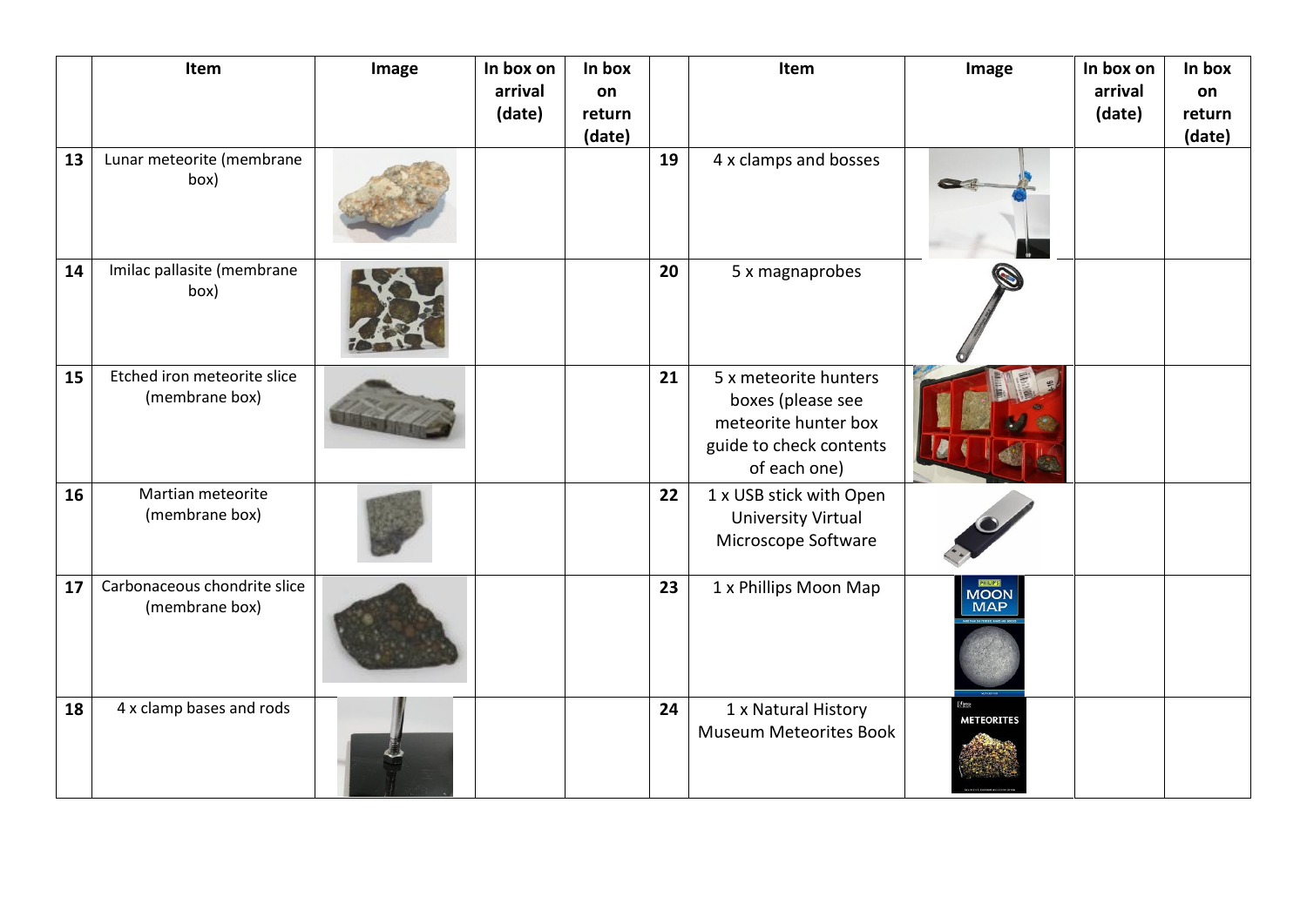| | Item | Image | In box on arrival (date) | In box on return (date) | | Item | Image | In box on arrival (date) | In box on return (date) |
|---|---|---|---|---|---|---|---|---|---|
| 13 | Lunar meteorite (membrane box) | | | | 19 | 4 x clamps and bosses | | | |
| 14 | Imilac pallasite (membrane box) | | | | 20 | 5 x magnaprobes | | | |
| 15 | Etched iron meteorite slice (membrane box) | | | | 21 | 5 x meteorite hunters boxes (please see meteorite hunter box guide to check contents of each one) | | | |
| 16 | Martian meteorite (membrane box) | | | | 22 | 1 x USB stick with Open University Virtual Microscope Software | | | |
| 17 | Carbonaceous chondrite slice (membrane box) | | | | 23 | 1 x Phillips Moon Map | | | |
| 18 | 4 x clamp bases and rods | | | | 24 | 1 x Natural History Museum Meteorites Book | | | |